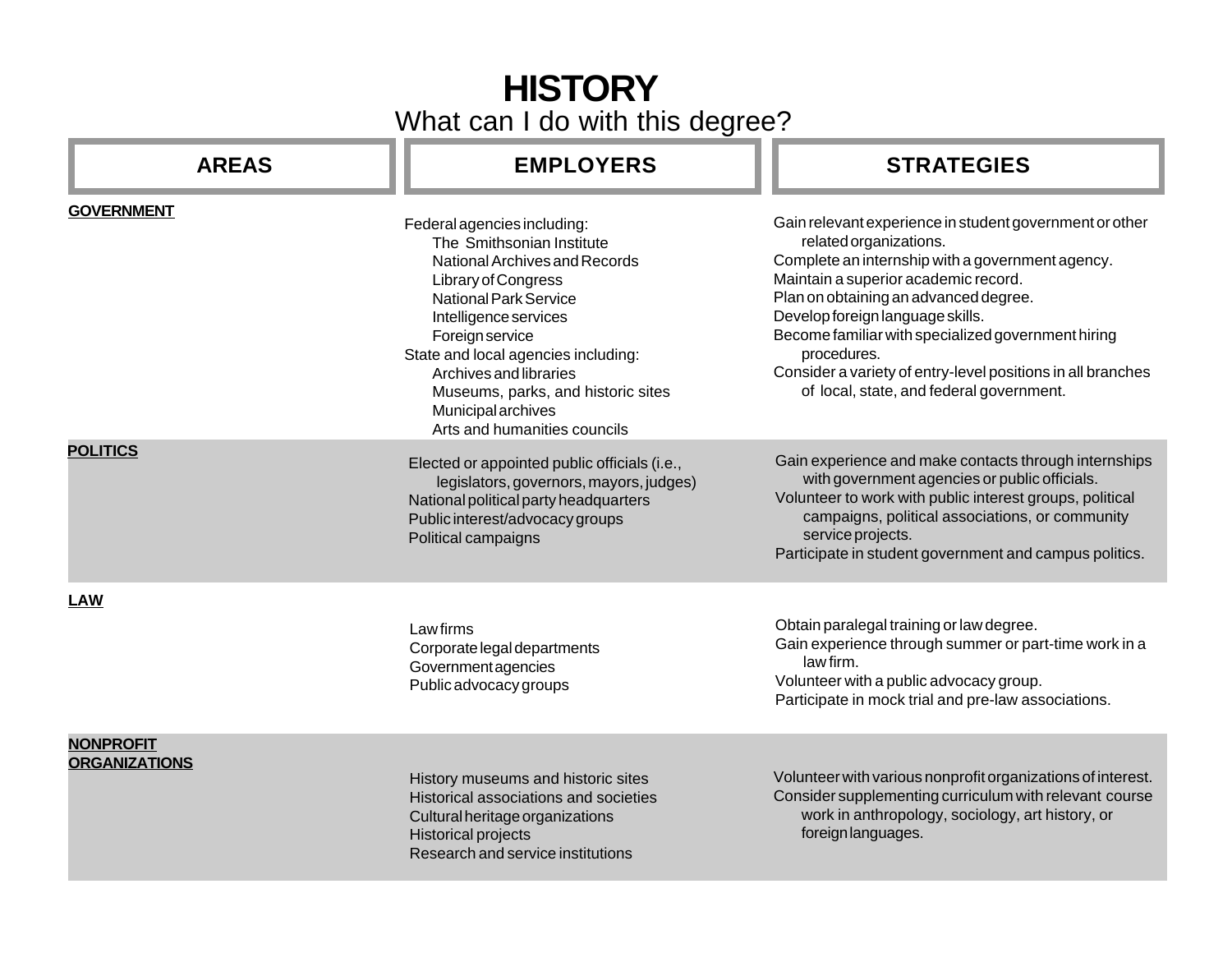# HISTORY

## What can I do with this degree?

| AREAS | EMPLOYERS | STRATEGIES |
|---|---|---|
| **GOVERNMENT** | Federal agencies including:<br>The Smithsonian Institute<br>National Archives and Records<br>Library of Congress<br>National Park Service<br>Intelligence services<br>Foreign service<br>State and local agencies including:<br>Archives and libraries<br>Museums, parks, and historic sites<br>Municipal archives<br>Arts and humanities councils | Gain relevant experience in student government or other related organizations.<br>Complete an internship with a government agency.<br>Maintain a superior academic record.<br>Plan on obtaining an advanced degree.<br>Develop foreign language skills.<br>Become familiar with specialized government hiring procedures.<br>Consider a variety of entry-level positions in all branches of local, state, and federal government. |
| **POLITICS** | Elected or appointed public officials (i.e., legislators, governors, mayors, judges)<br>National political party headquarters<br>Public interest/advocacy groups<br>Political campaigns | Gain experience and make contacts through internships with government agencies or public officials.<br>Volunteer to work with public interest groups, political campaigns, political associations, or community service projects.<br>Participate in student government and campus politics. |
| **LAW** | Law firms<br>Corporate legal departments<br>Government agencies<br>Public advocacy groups | Obtain paralegal training or law degree.<br>Gain experience through summer or part-time work in a law firm.<br>Volunteer with a public advocacy group.<br>Participate in mock trial and pre-law associations. |
| **NONPROFIT ORGANIZATIONS** | History museums and historic sites<br>Historical associations and societies<br>Cultural heritage organizations<br>Historical projects<br>Research and service institutions | Volunteer with various nonprofit organizations of interest.<br>Consider supplementing curriculum with relevant course work in anthropology, sociology, art history, or foreign languages. |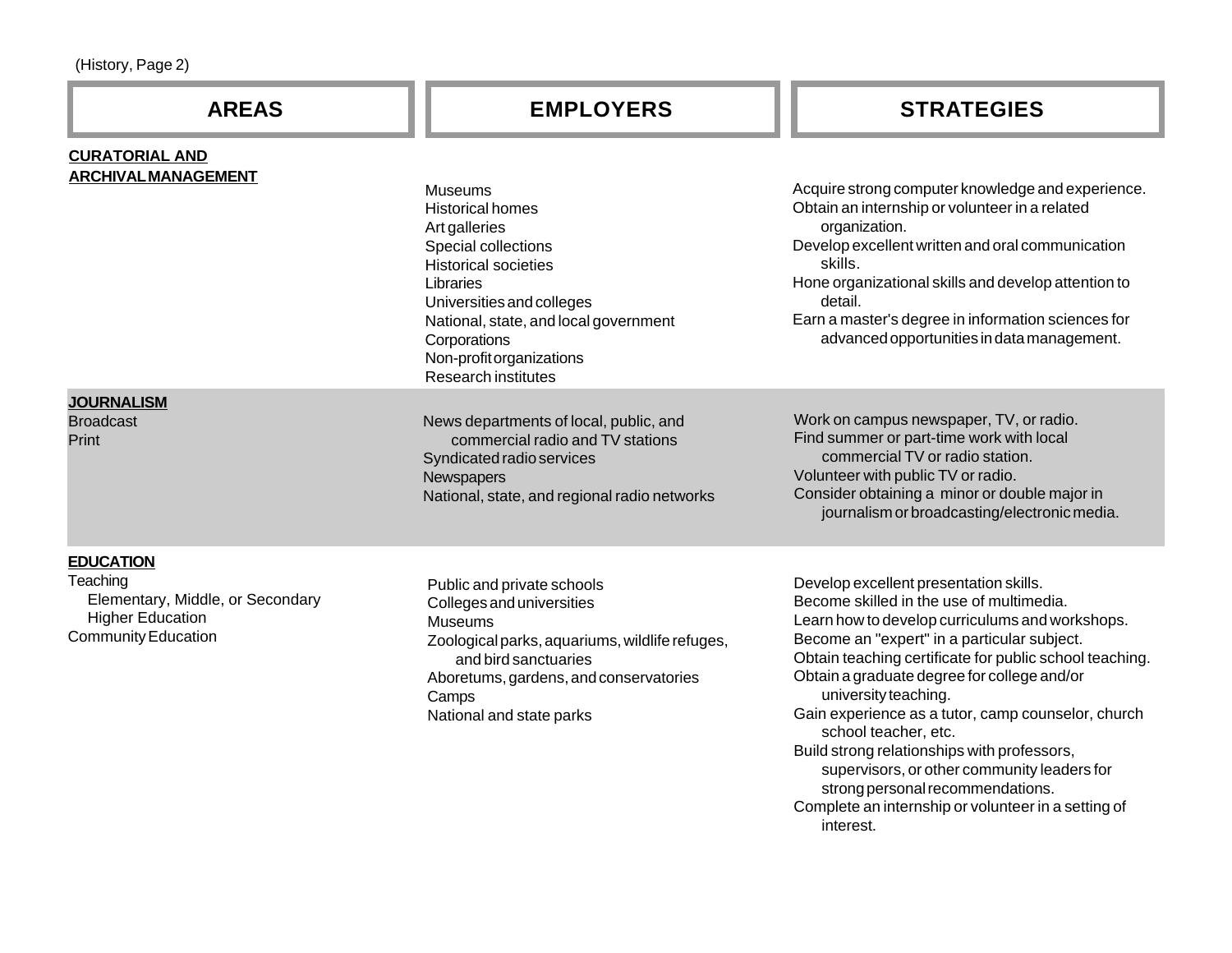| AREAS | EMPLOYERS | STRATEGIES |
| --- | --- | --- |
| **CURATORIAL AND ARCHIVAL MANAGEMENT** | Museums<br>Historical homes<br>Art galleries<br>Special collections<br>Historical societies<br>Libraries<br>Universities and colleges<br>National, state, and local government<br>Corporations<br>Non-profit organizations<br>Research institutes | Acquire strong computer knowledge and experience.<br>Obtain an internship or volunteer in a related organization.<br>Develop excellent written and oral communication skills.<br>Hone organizational skills and develop attention to detail.<br>Earn a master's degree in information sciences for advanced opportunities in data management. |
| **JOURNALISM**<br>Broadcast<br>Print | News departments of local, public, and commercial radio and TV stations<br>Syndicated radio services<br>Newspapers<br>National, state, and regional radio networks | Work on campus newspaper, TV, or radio.<br>Find summer or part-time work with local commercial TV or radio station.<br>Volunteer with public TV or radio.<br>Consider obtaining a minor or double major in journalism or broadcasting/electronic media. |
| **EDUCATION**<br>Teaching<br>Elementary, Middle, or Secondary<br>Higher Education<br>Community Education | Public and private schools<br>Colleges and universities<br>Museums<br>Zoological parks, aquariums, wildlife refuges, and bird sanctuaries<br>Aboretums, gardens, and conservatories<br>Camps<br>National and state parks | Develop excellent presentation skills.<br>Become skilled in the use of multimedia.<br>Learn how to develop curriculums and workshops.<br>Become an "expert" in a particular subject.<br>Obtain teaching certificate for public school teaching.<br>Obtain a graduate degree for college and/or university teaching.<br>Gain experience as a tutor, camp counselor, church school teacher, etc.<br>Build strong relationships with professors, supervisors, or other community leaders for strong personal recommendations.<br>Complete an internship or volunteer in a setting of interest. |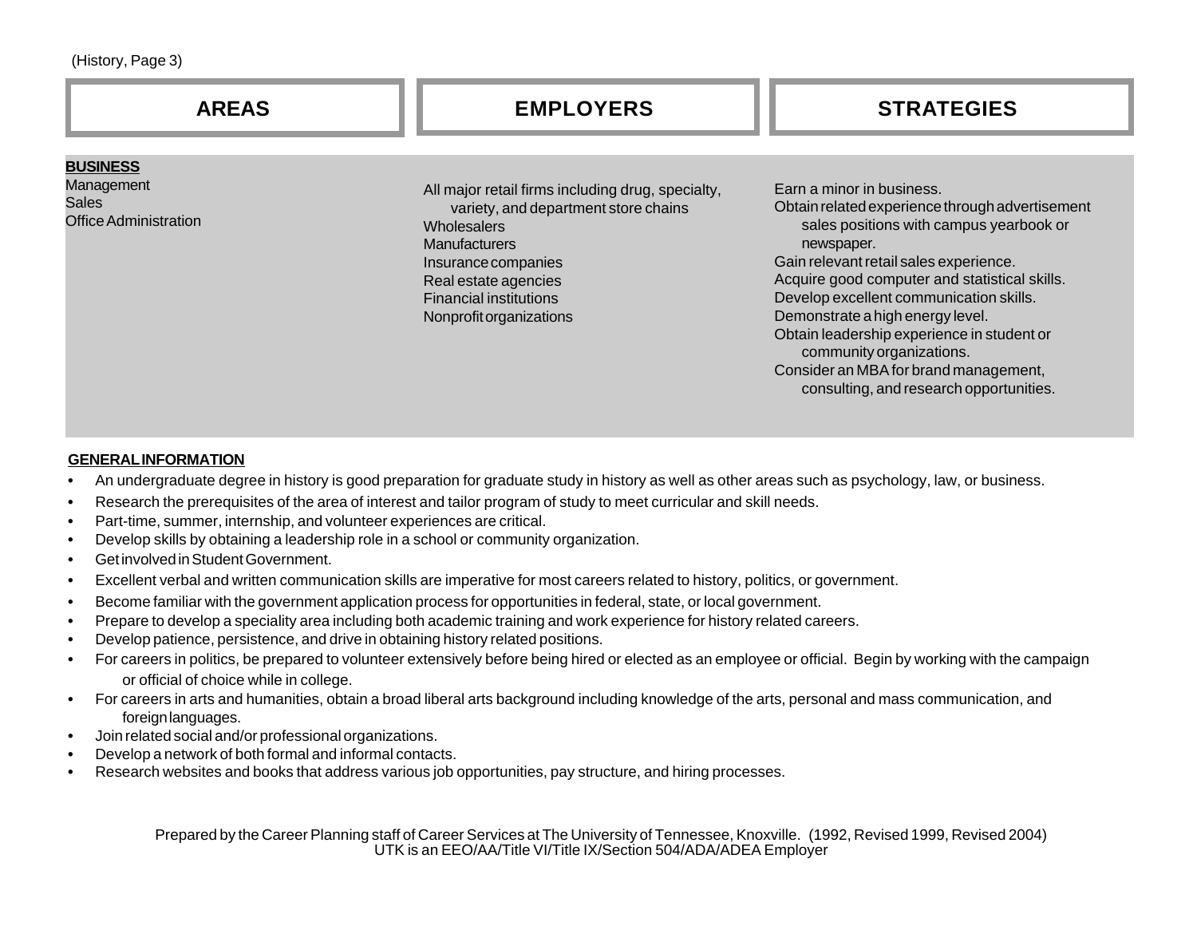| AREAS | EMPLOYERS | STRATEGIES |
| --- | --- | --- |
| **BUSINESS**<br>Management<br>Sales<br>Office Administration | All major retail firms including drug, specialty, variety, and department store chains<br>Wholesalers<br>Manufacturers<br>Insurance companies<br>Real estate agencies<br>Financial institutions<br>Nonprofit organizations | Earn a minor in business.<br>Obtain related experience through advertisement sales positions with campus yearbook or newspaper.<br>Gain relevant retail sales experience.<br>Acquire good computer and statistical skills.<br>Develop excellent communication skills.<br>Demonstrate a high energy level.<br>Obtain leadership experience in student or community organizations.<br>Consider an MBA for brand management, consulting, and research opportunities. |

## GENERAL INFORMATION

- An undergraduate degree in history is good preparation for graduate study in history as well as other areas such as psychology, law, or business.
- Research the prerequisites of the area of interest and tailor program of study to meet curricular and skill needs.
- Part-time, summer, internship, and volunteer experiences are critical.
- Develop skills by obtaining a leadership role in a school or community organization.
- Get involved in Student Government.
- Excellent verbal and written communication skills are imperative for most careers related to history, politics, or government.
- Become familiar with the government application process for opportunities in federal, state, or local government.
- Prepare to develop a speciality area including both academic training and work experience for history related careers.
- Develop patience, persistence, and drive in obtaining history related positions.
- For careers in politics, be prepared to volunteer extensively before being hired or elected as an employee or official. Begin by working with the campaign or official of choice while in college.
- For careers in arts and humanities, obtain a broad liberal arts background including knowledge of the arts, personal and mass communication, and foreign languages.
- Join related social and/or professional organizations.
- Develop a network of both formal and informal contacts.
- Research websites and books that address various job opportunities, pay structure, and hiring processes.

Prepared by the Career Planning staff of Career Services at The University of Tennessee, Knoxville. (1992, Revised 1999, Revised 2004)
UTK is an EEO/AA/Title VI/Title IX/Section 504/ADA/ADEA Employer